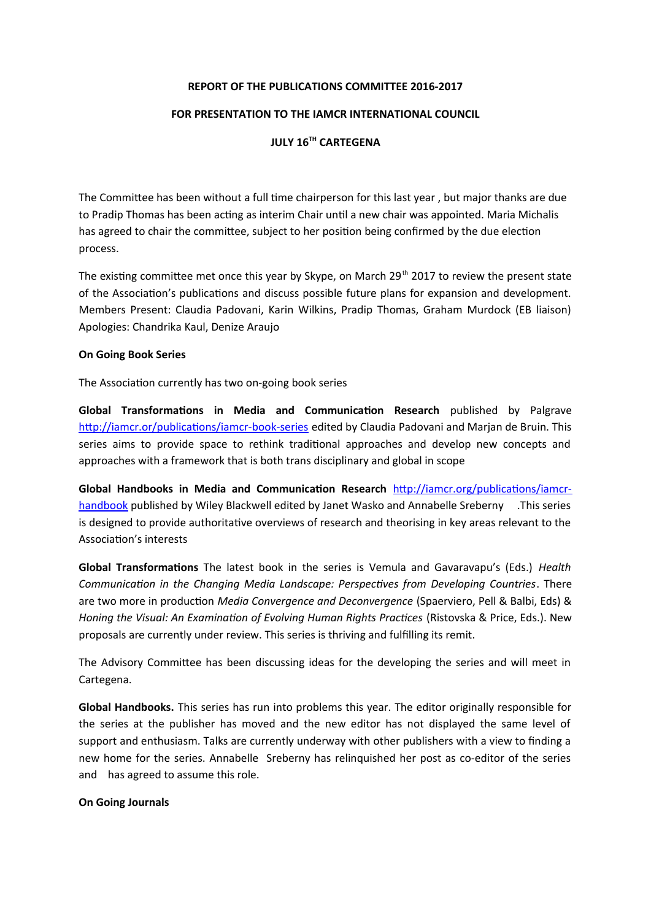**REPORT OF THE PUBLICATIONS COMMITTEE 2016-2017**

**FOR PRESENTATION TO THE IAMCR INTERNATIONAL COUNCIL**

**JULY 16TH CARTEGENA**

The Committee has been without a full time chairperson for this last year , but major thanks are due to Pradip Thomas has been acting as interim Chair until a new chair was appointed. Maria Michalis has agreed to chair the committee, subject to her position being confirmed by the due election process.

The existing committee met once this year by Skype, on March 29th 2017 to review the present state of the Association's publications and discuss possible future plans for expansion and development. Members Present: Claudia Padovani, Karin Wilkins, Pradip Thomas, Graham Murdock (EB liaison) Apologies: Chandrika Kaul, Denize Araujo

**On Going Book Series**

The Association currently has two on-going book series

**Global Transformations in Media and Communication Research** published by Palgrave http://iamcr.or/publications/iamcr-book-series edited by Claudia Padovani and Marjan de Bruin. This series aims to provide space to rethink traditional approaches and develop new concepts and approaches with a framework that is both trans disciplinary and global in scope

**Global Handbooks in Media and Communication Research** http://iamcr.org/publications/iamcr-handbook published by Wiley Blackwell edited by Janet Wasko and Annabelle Sreberny .This series is designed to provide authoritative overviews of research and theorising in key areas relevant to the Association's interests

**Global Transformations** The latest book in the series is Vemula and Gavaravapu's (Eds.) *Health Communication in the Changing Media Landscape: Perspectives from Developing Countries*. There are two more in production *Media Convergence and Deconvergence* (Spaerviero, Pell & Balbi, Eds) & *Honing the Visual: An Examination of Evolving Human Rights Practices* (Ristovska & Price, Eds.). New proposals are currently under review. This series is thriving and fulfilling its remit.

The Advisory Committee has been discussing ideas for the developing the series and will meet in Cartegena.

**Global Handbooks.** This series has run into problems this year. The editor originally responsible for the series at the publisher has moved and the new editor has not displayed the same level of support and enthusiasm. Talks are currently underway with other publishers with a view to finding a new home for the series. Annabelle Sreberny has relinquished her post as co-editor of the series and has agreed to assume this role.

**On Going Journals**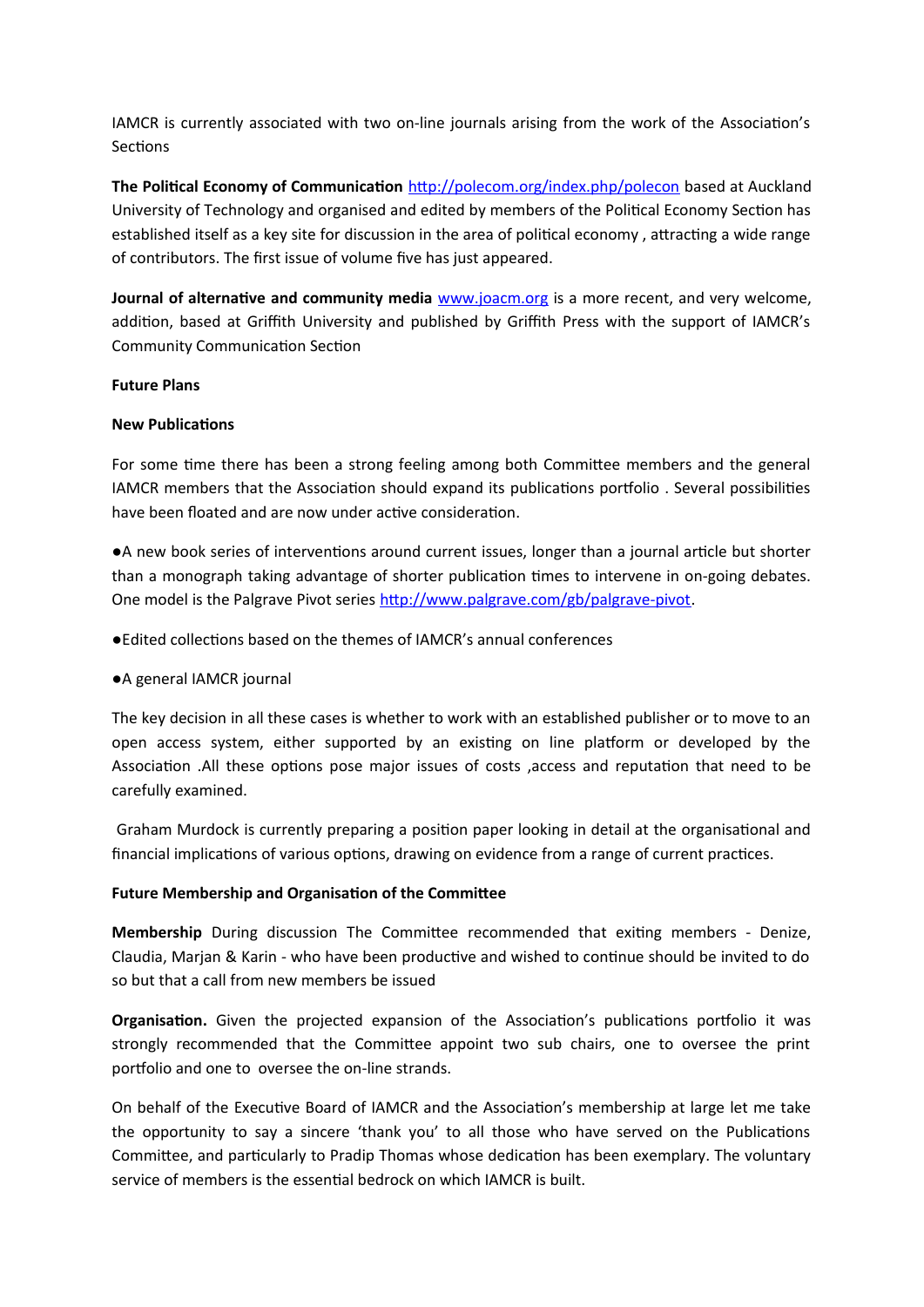IAMCR is currently associated with two on-line journals arising from the work of the Association's Sections

**The Political Economy of Communication** http://polecom.org/index.php/polecon based at Auckland University of Technology and organised and edited by members of the Political Economy Section has established itself as a key site for discussion in the area of political economy , attracting a wide range of contributors. The first issue of volume five has just appeared.

**Journal of alternative and community media** www.joacm.org is a more recent, and very welcome, addition, based at Griffith University and published by Griffith Press with the support of IAMCR's Community Communication Section

**Future Plans**

**New Publications**

For some time there has been a strong feeling among both Committee members and the general IAMCR members that the Association should expand its publications portfolio . Several possibilities have been floated and are now under active consideration.

●A new book series of interventions around current issues, longer than a journal article but shorter than a monograph taking advantage of shorter publication times to intervene in on-going debates. One model is the Palgrave Pivot series http://www.palgrave.com/gb/palgrave-pivot.

●Edited collections based on the themes of IAMCR's annual conferences

●A general IAMCR journal

The key decision in all these cases is whether to work with an established publisher or to move to an open access system, either supported by an existing on line platform or developed by the Association .All these options pose major issues of costs ,access and reputation that need to be carefully examined.

Graham Murdock is currently preparing a position paper looking in detail at the organisational and financial implications of various options, drawing on evidence from a range of current practices.

**Future Membership and Organisation of the Committee**

**Membership** During discussion The Committee recommended that exiting members - Denize, Claudia, Marjan & Karin - who have been productive and wished to continue should be invited to do so but that a call from new members be issued

**Organisation.** Given the projected expansion of the Association's publications portfolio it was strongly recommended that the Committee appoint two sub chairs, one to oversee the print portfolio and one to oversee the on-line strands.

On behalf of the Executive Board of IAMCR and the Association's membership at large let me take the opportunity to say a sincere 'thank you' to all those who have served on the Publications Committee, and particularly to Pradip Thomas whose dedication has been exemplary. The voluntary service of members is the essential bedrock on which IAMCR is built.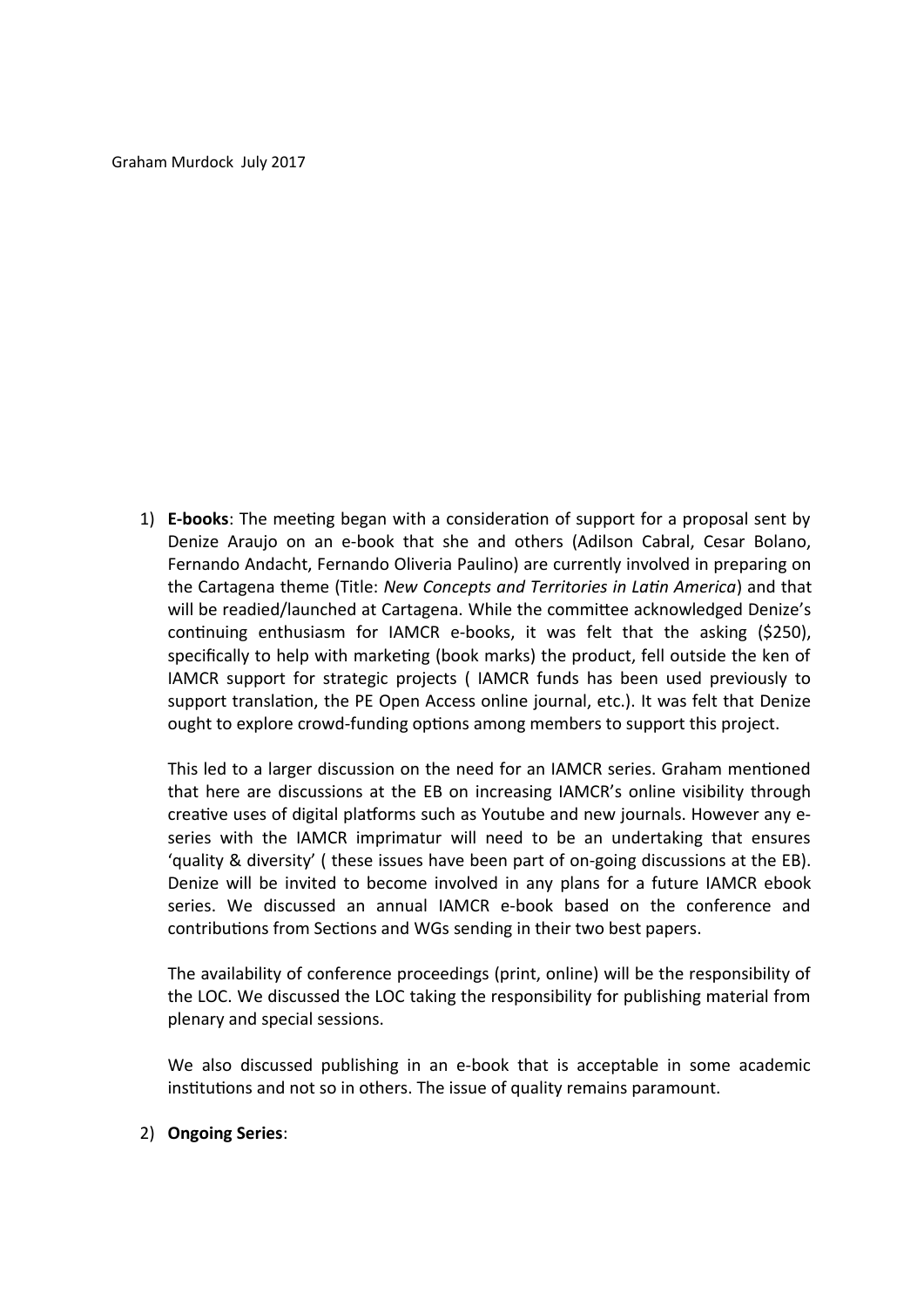Graham Murdock July 2017

1) **E-books**: The meeting began with a consideration of support for a proposal sent by Denize Araujo on an e-book that she and others (Adilson Cabral, Cesar Bolano, Fernando Andacht, Fernando Oliveria Paulino) are currently involved in preparing on the Cartagena theme (Title: *New Concepts and Territories in Latin America*) and that will be readied/launched at Cartagena. While the committee acknowledged Denize's continuing enthusiasm for IAMCR e-books, it was felt that the asking ($250), specifically to help with marketing (book marks) the product, fell outside the ken of IAMCR support for strategic projects ( IAMCR funds has been used previously to support translation, the PE Open Access online journal, etc.). It was felt that Denize ought to explore crowd-funding options among members to support this project.

   This led to a larger discussion on the need for an IAMCR series. Graham mentioned that here are discussions at the EB on increasing IAMCR's online visibility through creative uses of digital platforms such as Youtube and new journals. However any e-series with the IAMCR imprimatur will need to be an undertaking that ensures 'quality & diversity' ( these issues have been part of on-going discussions at the EB). Denize will be invited to become involved in any plans for a future IAMCR ebook series. We discussed an annual IAMCR e-book based on the conference and contributions from Sections and WGs sending in their two best papers.

   The availability of conference proceedings (print, online) will be the responsibility of the LOC. We discussed the LOC taking the responsibility for publishing material from plenary and special sessions.

   We also discussed publishing in an e-book that is acceptable in some academic institutions and not so in others. The issue of quality remains paramount.

2) **Ongoing Series**: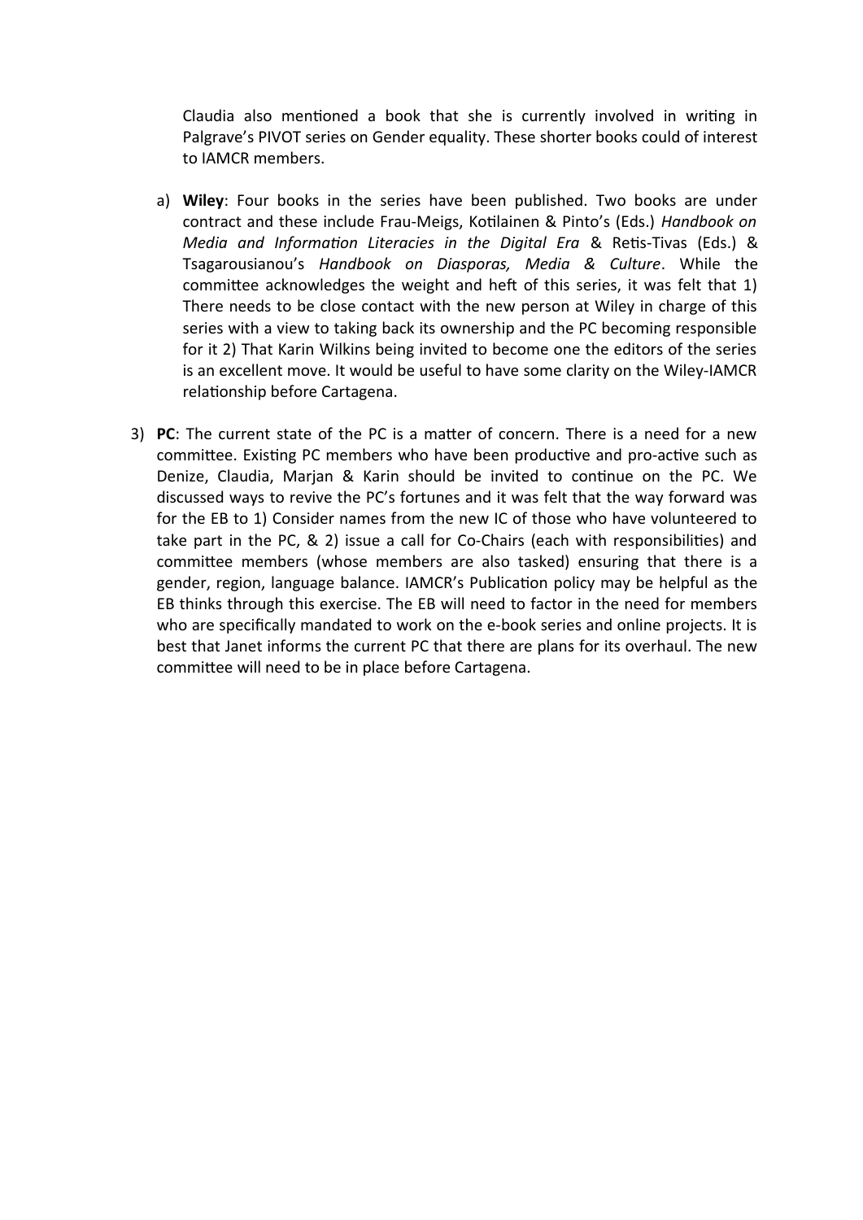Claudia also mentioned a book that she is currently involved in writing in Palgrave's PIVOT series on Gender equality. These shorter books could of interest to IAMCR members.

a) **Wiley**: Four books in the series have been published. Two books are under contract and these include Frau-Meigs, Kotilainen & Pinto's (Eds.) *Handbook on Media and Information Literacies in the Digital Era* & Retis-Tivas (Eds.) & Tsagarousianou's *Handbook on Diasporas, Media & Culture*. While the committee acknowledges the weight and heft of this series, it was felt that 1) There needs to be close contact with the new person at Wiley in charge of this series with a view to taking back its ownership and the PC becoming responsible for it 2) That Karin Wilkins being invited to become one the editors of the series is an excellent move. It would be useful to have some clarity on the Wiley-IAMCR relationship before Cartagena.

3) **PC**: The current state of the PC is a matter of concern. There is a need for a new committee. Existing PC members who have been productive and pro-active such as Denize, Claudia, Marjan & Karin should be invited to continue on the PC. We discussed ways to revive the PC's fortunes and it was felt that the way forward was for the EB to 1) Consider names from the new IC of those who have volunteered to take part in the PC, & 2) issue a call for Co-Chairs (each with responsibilities) and committee members (whose members are also tasked) ensuring that there is a gender, region, language balance. IAMCR's Publication policy may be helpful as the EB thinks through this exercise. The EB will need to factor in the need for members who are specifically mandated to work on the e-book series and online projects. It is best that Janet informs the current PC that there are plans for its overhaul. The new committee will need to be in place before Cartagena.